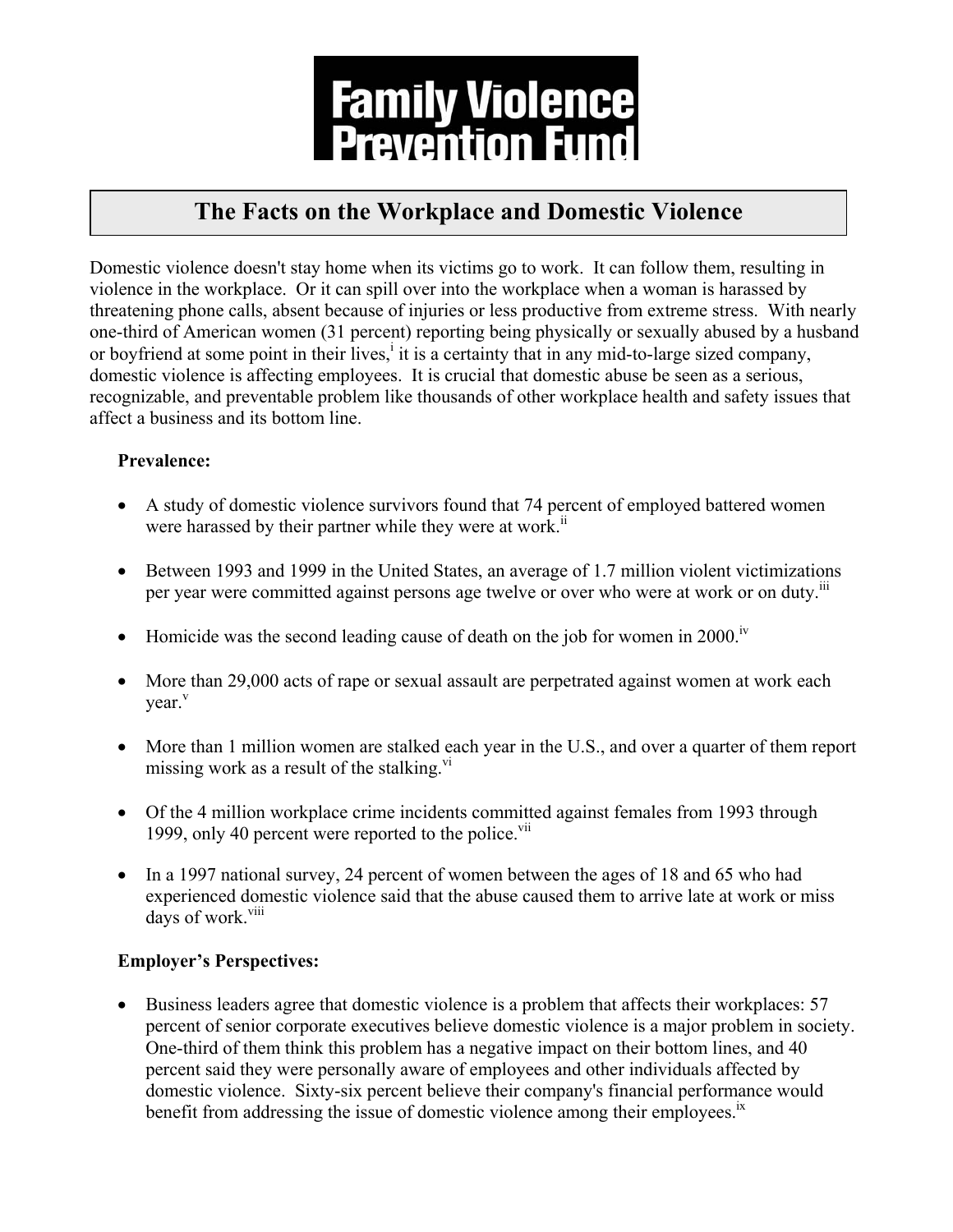# Family Violence Prevention Fund

## The Facts on the Workplace and Domestic Violence

Domestic violence doesn't stay home when its victims go to work. It can follow them, resulting in violence in the workplace. Or it can spill over into the workplace when a woman is harassed by threatening phone calls, absent because of injuries or less productive from extreme stress. With nearly one-third of American women (31 percent) reporting being physically or sexually abused by a husband or boyfriend at some point in their lives,[i] it is a certainty that in any mid-to-large sized company, domestic violence is affecting employees. It is crucial that domestic abuse be seen as a serious, recognizable, and preventable problem like thousands of other workplace health and safety issues that affect a business and its bottom line.

**Prevalence:**

- A study of domestic violence survivors found that 74 percent of employed battered women were harassed by their partner while they were at work.[ii]
- Between 1993 and 1999 in the United States, an average of 1.7 million violent victimizations per year were committed against persons age twelve or over who were at work or on duty.[iii]
- Homicide was the second leading cause of death on the job for women in 2000.[iv]
- More than 29,000 acts of rape or sexual assault are perpetrated against women at work each year.[v]
- More than 1 million women are stalked each year in the U.S., and over a quarter of them report missing work as a result of the stalking.[vi]
- Of the 4 million workplace crime incidents committed against females from 1993 through 1999, only 40 percent were reported to the police.[vii]
- In a 1997 national survey, 24 percent of women between the ages of 18 and 65 who had experienced domestic violence said that the abuse caused them to arrive late at work or miss days of work.[viii]

**Employer's Perspectives:**

- Business leaders agree that domestic violence is a problem that affects their workplaces: 57 percent of senior corporate executives believe domestic violence is a major problem in society. One-third of them think this problem has a negative impact on their bottom lines, and 40 percent said they were personally aware of employees and other individuals affected by domestic violence. Sixty-six percent believe their company's financial performance would benefit from addressing the issue of domestic violence among their employees.[ix]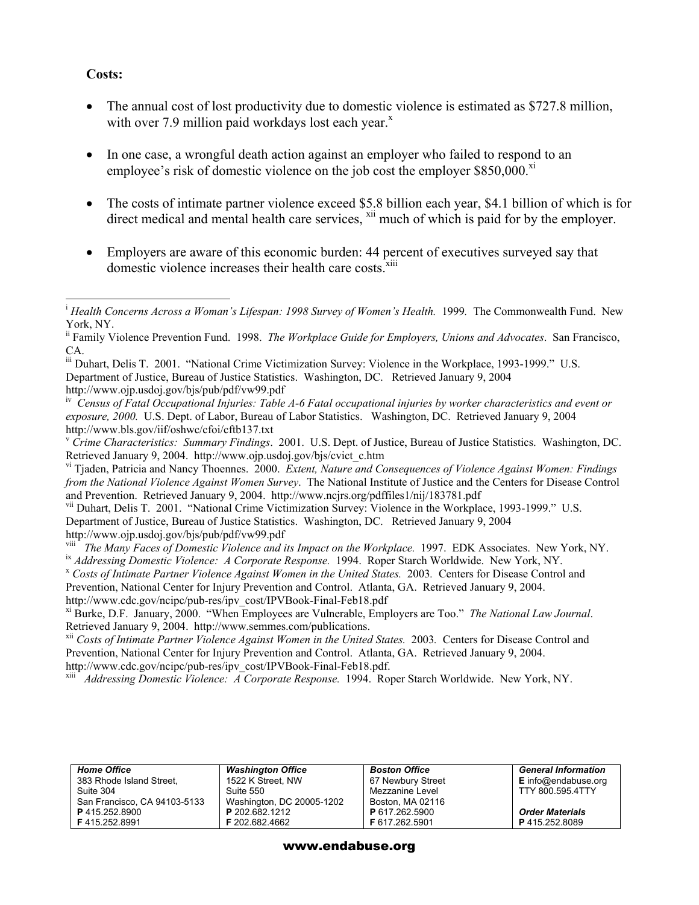**Costs:**

- The annual cost of lost productivity due to domestic violence is estimated as $727.8 million, with over 7.9 million paid workdays lost each year.[x]

- In one case, a wrongful death action against an employer who failed to respond to an employee's risk of domestic violence on the job cost the employer $850,000.[xi]

- The costs of intimate partner violence exceed $5.8 billion each year, $4.1 billion of which is for direct medical and mental health care services, [xii] much of which is paid for by the employer.

- Employers are aware of this economic burden: 44 percent of executives surveyed say that domestic violence increases their health care costs.[xiii]

---

[i] *Health Concerns Across a Woman's Lifespan: 1998 Survey of Women's Health.* 1999. The Commonwealth Fund. New York, NY.

[ii] Family Violence Prevention Fund. 1998. *The Workplace Guide for Employers, Unions and Advocates*. San Francisco, CA.

[iii] Duhart, Delis T. 2001. "National Crime Victimization Survey: Violence in the Workplace, 1993-1999." U.S. Department of Justice, Bureau of Justice Statistics. Washington, DC. Retrieved January 9, 2004 http://www.ojp.usdoj.gov/bjs/pub/pdf/vw99.pdf

[iv] *Census of Fatal Occupational Injuries: Table A-6 Fatal occupational injuries by worker characteristics and event or exposure, 2000.* U.S. Dept. of Labor, Bureau of Labor Statistics. Washington, DC. Retrieved January 9, 2004 http://www.bls.gov/iif/oshwc/cfoi/cftb137.txt

[v] *Crime Characteristics: Summary Findings*. 2001. U.S. Dept. of Justice, Bureau of Justice Statistics. Washington, DC. Retrieved January 9, 2004. http://www.ojp.usdoj.gov/bjs/cvict_c.htm

[vi] Tjaden, Patricia and Nancy Thoennes. 2000. *Extent, Nature and Consequences of Violence Against Women: Findings from the National Violence Against Women Survey*. The National Institute of Justice and the Centers for Disease Control and Prevention. Retrieved January 9, 2004. http://www.ncjrs.org/pdffiles1/nij/183781.pdf

[vii] Duhart, Delis T. 2001. "National Crime Victimization Survey: Violence in the Workplace, 1993-1999." U.S. Department of Justice, Bureau of Justice Statistics. Washington, DC. Retrieved January 9, 2004 http://www.ojp.usdoj.gov/bjs/pub/pdf/vw99.pdf

[viii] *The Many Faces of Domestic Violence and its Impact on the Workplace.* 1997. EDK Associates. New York, NY.

[ix] *Addressing Domestic Violence: A Corporate Response.* 1994. Roper Starch Worldwide. New York, NY.

[x] *Costs of Intimate Partner Violence Against Women in the United States.* 2003. Centers for Disease Control and Prevention, National Center for Injury Prevention and Control. Atlanta, GA. Retrieved January 9, 2004. http://www.cdc.gov/ncipc/pub-res/ipv_cost/IPVBook-Final-Feb18.pdf

[xi] Burke, D.F. January, 2000. "When Employees are Vulnerable, Employers are Too." *The National Law Journal*. Retrieved January 9, 2004. http://www.semmes.com/publications.

[xii] *Costs of Intimate Partner Violence Against Women in the United States.* 2003. Centers for Disease Control and Prevention, National Center for Injury Prevention and Control. Atlanta, GA. Retrieved January 9, 2004. http://www.cdc.gov/ncipc/pub-res/ipv_cost/IPVBook-Final-Feb18.pdf.

[xiii] *Addressing Domestic Violence: A Corporate Response.* 1994. Roper Starch Worldwide. New York, NY.

| *Home Office* | *Washington Office* | *Boston Office* | *General Information* |
|---|---|---|---|
| 383 Rhode Island Street, | 1522 K Street, NW | 67 Newbury Street | **E** info@endabuse.org |
| Suite 304 | Suite 550 | Mezzanine Level | TTY 800.595.4TTY |
| San Francisco, CA 94103-5133 | Washington, DC 20005-1202 | Boston, MA 02116 | |
| **P** 415.252.8900 | **P** 202.682.1212 | **P** 617.262.5900 | *Order Materials* |
| **F** 415.252.8991 | **F** 202.682.4662 | **F** 617.262.5901 | **P** 415.252.8089 |

**www.endabuse.org**